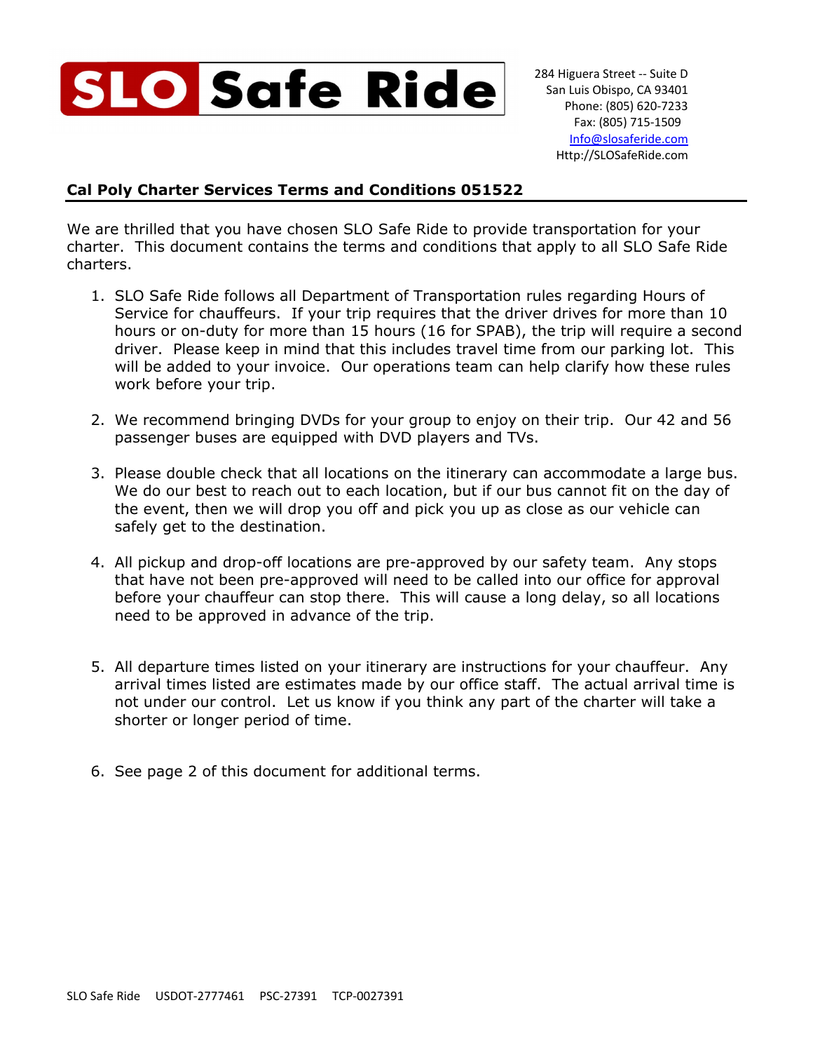**SLO Safe Ride**

284 Higuera Street -- Suite D
San Luis Obispo, CA 93401
Phone: (805) 620-7233
Fax: (805) 715-1509
Info@slosaferide.com
Http://SLOSafeRide.com

## Cal Poly Charter Services Terms and Conditions 051522

We are thrilled that you have chosen SLO Safe Ride to provide transportation for your charter. This document contains the terms and conditions that apply to all SLO Safe Ride charters.

1. SLO Safe Ride follows all Department of Transportation rules regarding Hours of Service for chauffeurs. If your trip requires that the driver drives for more than 10 hours or on-duty for more than 15 hours (16 for SPAB), the trip will require a second driver. Please keep in mind that this includes travel time from our parking lot. This will be added to your invoice. Our operations team can help clarify how these rules work before your trip.

2. We recommend bringing DVDs for your group to enjoy on their trip. Our 42 and 56 passenger buses are equipped with DVD players and TVs.

3. Please double check that all locations on the itinerary can accommodate a large bus. We do our best to reach out to each location, but if our bus cannot fit on the day of the event, then we will drop you off and pick you up as close as our vehicle can safely get to the destination.

4. All pickup and drop-off locations are pre-approved by our safety team. Any stops that have not been pre-approved will need to be called into our office for approval before your chauffeur can stop there. This will cause a long delay, so all locations need to be approved in advance of the trip.

5. All departure times listed on your itinerary are instructions for your chauffeur. Any arrival times listed are estimates made by our office staff. The actual arrival time is not under our control. Let us know if you think any part of the charter will take a shorter or longer period of time.

6. See page 2 of this document for additional terms.

SLO Safe Ride USDOT-2777461 PSC-27391 TCP-0027391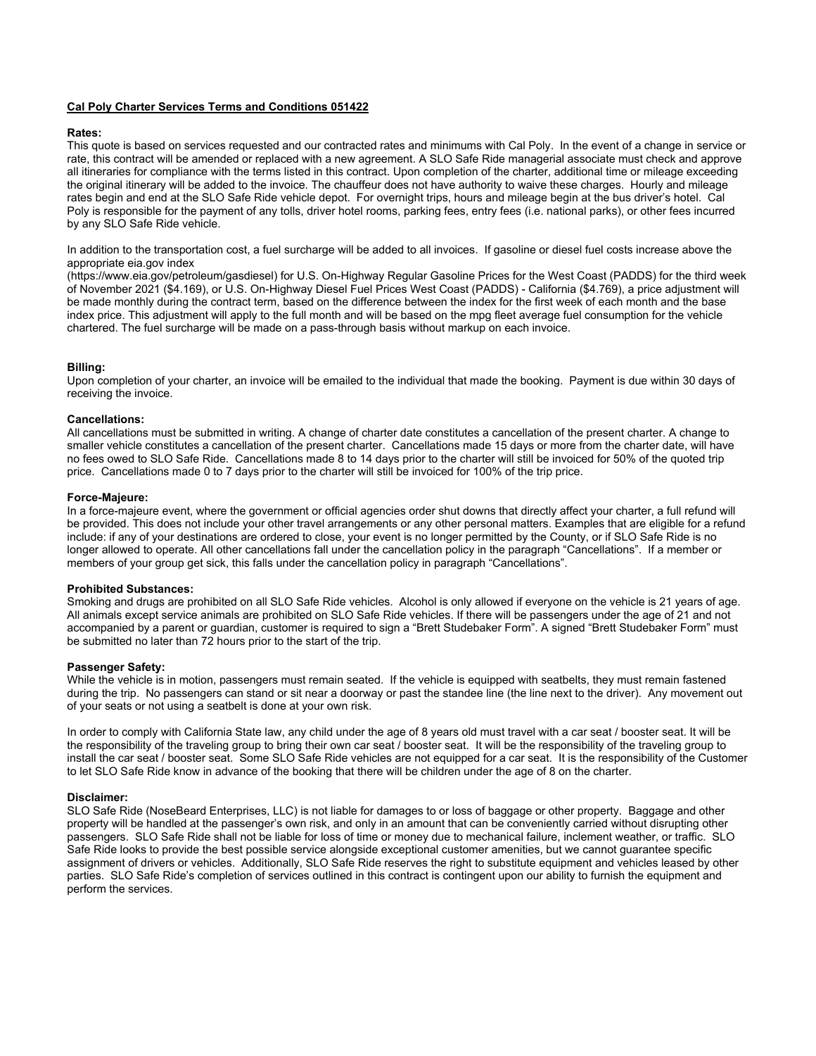**Cal Poly Charter Services Terms and Conditions 051422**

**Rates:**

This quote is based on services requested and our contracted rates and minimums with Cal Poly. In the event of a change in service or rate, this contract will be amended or replaced with a new agreement. A SLO Safe Ride managerial associate must check and approve all itineraries for compliance with the terms listed in this contract. Upon completion of the charter, additional time or mileage exceeding the original itinerary will be added to the invoice. The chauffeur does not have authority to waive these charges. Hourly and mileage rates begin and end at the SLO Safe Ride vehicle depot. For overnight trips, hours and mileage begin at the bus driver's hotel. Cal Poly is responsible for the payment of any tolls, driver hotel rooms, parking fees, entry fees (i.e. national parks), or other fees incurred by any SLO Safe Ride vehicle.

In addition to the transportation cost, a fuel surcharge will be added to all invoices. If gasoline or diesel fuel costs increase above the appropriate eia.gov index (https://www.eia.gov/petroleum/gasdiesel) for U.S. On-Highway Regular Gasoline Prices for the West Coast (PADDS) for the third week of November 2021 ($4.169), or U.S. On-Highway Diesel Fuel Prices West Coast (PADDS) - California ($4.769), a price adjustment will be made monthly during the contract term, based on the difference between the index for the first week of each month and the base index price. This adjustment will apply to the full month and will be based on the mpg fleet average fuel consumption for the vehicle chartered. The fuel surcharge will be made on a pass-through basis without markup on each invoice.

**Billing:**

Upon completion of your charter, an invoice will be emailed to the individual that made the booking. Payment is due within 30 days of receiving the invoice.

**Cancellations:**

All cancellations must be submitted in writing. A change of charter date constitutes a cancellation of the present charter. A change to smaller vehicle constitutes a cancellation of the present charter. Cancellations made 15 days or more from the charter date, will have no fees owed to SLO Safe Ride. Cancellations made 8 to 14 days prior to the charter will still be invoiced for 50% of the quoted trip price. Cancellations made 0 to 7 days prior to the charter will still be invoiced for 100% of the trip price.

**Force-Majeure:**

In a force-majeure event, where the government or official agencies order shut downs that directly affect your charter, a full refund will be provided. This does not include your other travel arrangements or any other personal matters. Examples that are eligible for a refund include: if any of your destinations are ordered to close, your event is no longer permitted by the County, or if SLO Safe Ride is no longer allowed to operate. All other cancellations fall under the cancellation policy in the paragraph "Cancellations". If a member or members of your group get sick, this falls under the cancellation policy in paragraph "Cancellations".

**Prohibited Substances:**

Smoking and drugs are prohibited on all SLO Safe Ride vehicles. Alcohol is only allowed if everyone on the vehicle is 21 years of age. All animals except service animals are prohibited on SLO Safe Ride vehicles. If there will be passengers under the age of 21 and not accompanied by a parent or guardian, customer is required to sign a "Brett Studebaker Form". A signed "Brett Studebaker Form" must be submitted no later than 72 hours prior to the start of the trip.

**Passenger Safety:**

While the vehicle is in motion, passengers must remain seated. If the vehicle is equipped with seatbelts, they must remain fastened during the trip. No passengers can stand or sit near a doorway or past the standee line (the line next to the driver). Any movement out of your seats or not using a seatbelt is done at your own risk.

In order to comply with California State law, any child under the age of 8 years old must travel with a car seat / booster seat. It will be the responsibility of the traveling group to bring their own car seat / booster seat. It will be the responsibility of the traveling group to install the car seat / booster seat. Some SLO Safe Ride vehicles are not equipped for a car seat. It is the responsibility of the Customer to let SLO Safe Ride know in advance of the booking that there will be children under the age of 8 on the charter.

**Disclaimer:**

SLO Safe Ride (NoseBeard Enterprises, LLC) is not liable for damages to or loss of baggage or other property. Baggage and other property will be handled at the passenger's own risk, and only in an amount that can be conveniently carried without disrupting other passengers. SLO Safe Ride shall not be liable for loss of time or money due to mechanical failure, inclement weather, or traffic. SLO Safe Ride looks to provide the best possible service alongside exceptional customer amenities, but we cannot guarantee specific assignment of drivers or vehicles. Additionally, SLO Safe Ride reserves the right to substitute equipment and vehicles leased by other parties. SLO Safe Ride's completion of services outlined in this contract is contingent upon our ability to furnish the equipment and perform the services.